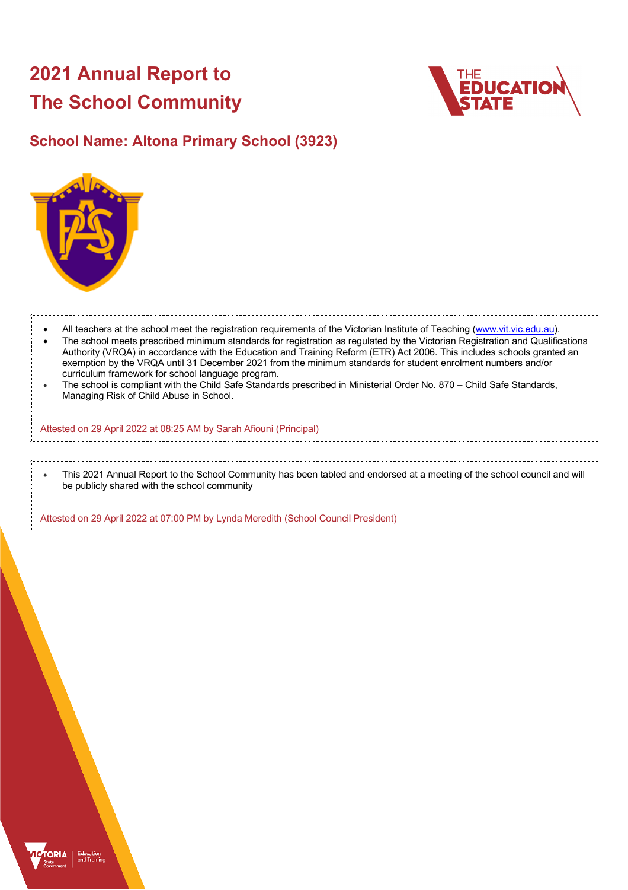# 2021 Annual Report to The School Community

## School Name: Altona Primary School (3923)

- All teachers at the school meet the registration requirements of the Victorian Institute of Teaching (www.vit.vic.edu.au).
- The school meets prescribed minimum standards for registration as regulated by the Victorian Registration and Qualifications Authority (VRQA) in accordance with the Education and Training Reform (ETR) Act 2006. This includes schools granted an exemption by the VRQA until 31 December 2021 from the minimum standards for student enrolment numbers and/or curriculum framework for school language program.
- The school is compliant with the Child Safe Standards prescribed in Ministerial Order No. 870 – Child Safe Standards, Managing Risk of Child Abuse in School.

Attested on 29 April 2022 at 08:25 AM by Sarah Afiouni (Principal)

- This 2021 Annual Report to the School Community has been tabled and endorsed at a meeting of the school council and will be publicly shared with the school community

Attested on 29 April 2022 at 07:00 PM by Lynda Meredith (School Council President)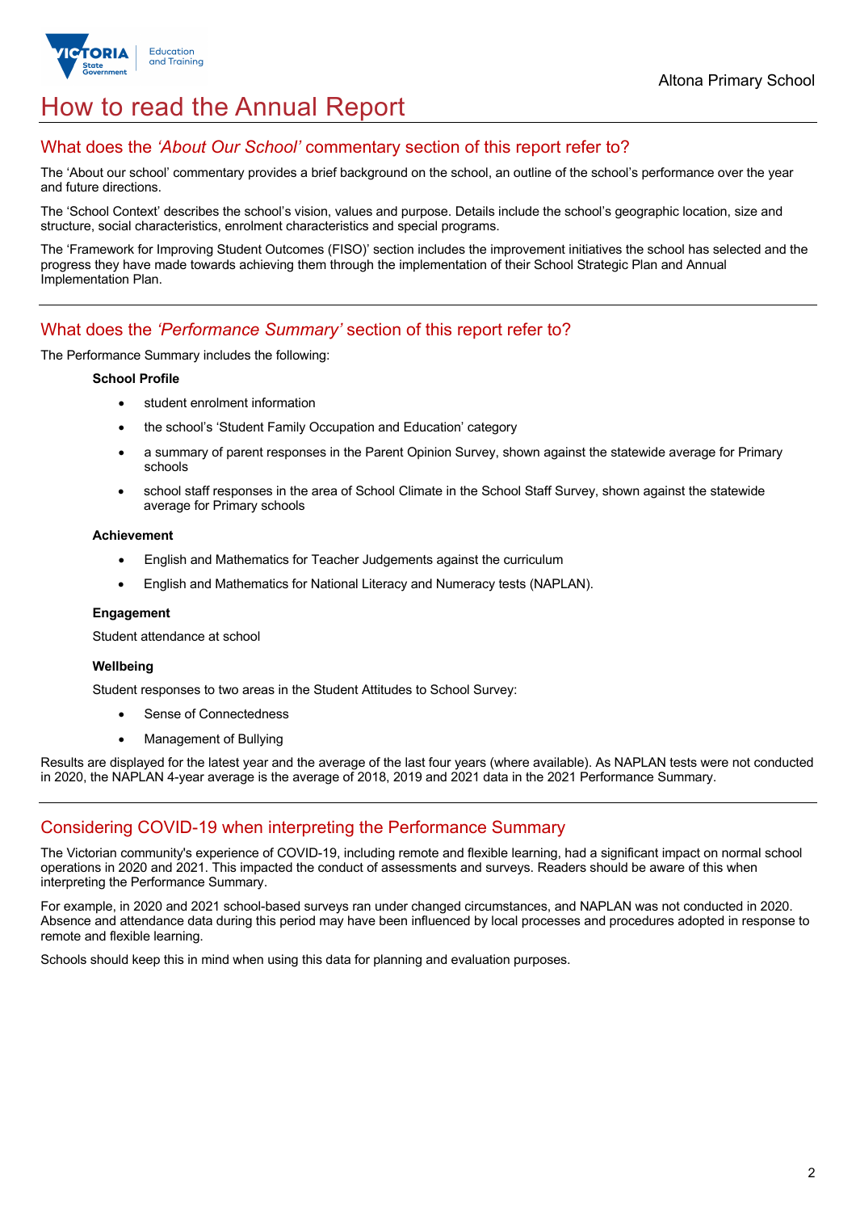# How to read the Annual Report

## What does the *'About Our School'* commentary section of this report refer to?

The 'About our school' commentary provides a brief background on the school, an outline of the school's performance over the year and future directions.

The 'School Context' describes the school's vision, values and purpose. Details include the school's geographic location, size and structure, social characteristics, enrolment characteristics and special programs.

The 'Framework for Improving Student Outcomes (FISO)' section includes the improvement initiatives the school has selected and the progress they have made towards achieving them through the implementation of their School Strategic Plan and Annual Implementation Plan.

## What does the *'Performance Summary'* section of this report refer to?

The Performance Summary includes the following:

**School Profile**

- student enrolment information
- the school's 'Student Family Occupation and Education' category
- a summary of parent responses in the Parent Opinion Survey, shown against the statewide average for Primary schools
- school staff responses in the area of School Climate in the School Staff Survey, shown against the statewide average for Primary schools

**Achievement**

- English and Mathematics for Teacher Judgements against the curriculum
- English and Mathematics for National Literacy and Numeracy tests (NAPLAN).

**Engagement**

Student attendance at school

**Wellbeing**

Student responses to two areas in the Student Attitudes to School Survey:

- Sense of Connectedness
- Management of Bullying

Results are displayed for the latest year and the average of the last four years (where available). As NAPLAN tests were not conducted in 2020, the NAPLAN 4-year average is the average of 2018, 2019 and 2021 data in the 2021 Performance Summary.

## Considering COVID-19 when interpreting the Performance Summary

The Victorian community's experience of COVID-19, including remote and flexible learning, had a significant impact on normal school operations in 2020 and 2021. This impacted the conduct of assessments and surveys. Readers should be aware of this when interpreting the Performance Summary.

For example, in 2020 and 2021 school-based surveys ran under changed circumstances, and NAPLAN was not conducted in 2020. Absence and attendance data during this period may have been influenced by local processes and procedures adopted in response to remote and flexible learning.

Schools should keep this in mind when using this data for planning and evaluation purposes.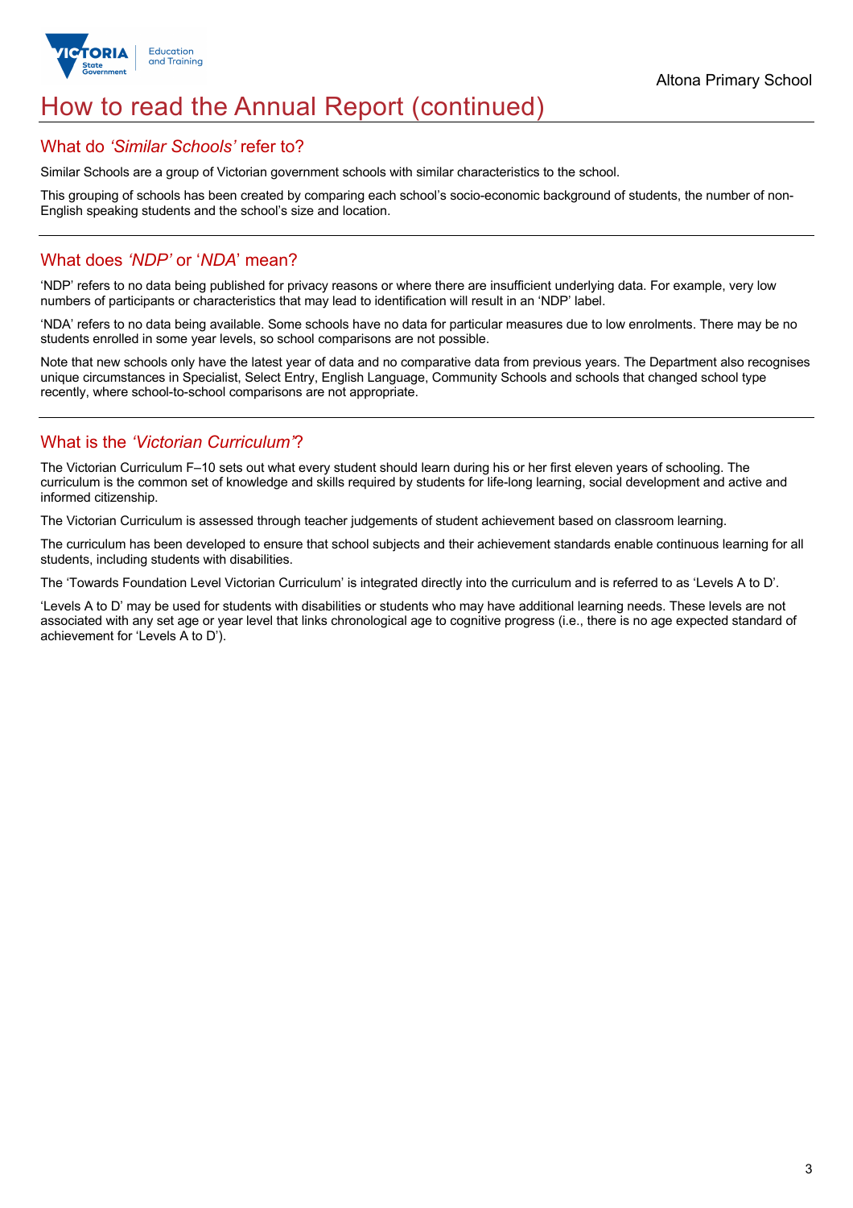# How to read the Annual Report (continued)

## What do *'Similar Schools'* refer to?

Similar Schools are a group of Victorian government schools with similar characteristics to the school.

This grouping of schools has been created by comparing each school's socio-economic background of students, the number of non-English speaking students and the school's size and location.

## What does *'NDP'* or '*NDA*' mean?

'NDP' refers to no data being published for privacy reasons or where there are insufficient underlying data. For example, very low numbers of participants or characteristics that may lead to identification will result in an 'NDP' label.

'NDA' refers to no data being available. Some schools have no data for particular measures due to low enrolments. There may be no students enrolled in some year levels, so school comparisons are not possible.

Note that new schools only have the latest year of data and no comparative data from previous years. The Department also recognises unique circumstances in Specialist, Select Entry, English Language, Community Schools and schools that changed school type recently, where school-to-school comparisons are not appropriate.

## What is the *'Victorian Curriculum'*?

The Victorian Curriculum F–10 sets out what every student should learn during his or her first eleven years of schooling. The curriculum is the common set of knowledge and skills required by students for life-long learning, social development and active and informed citizenship.

The Victorian Curriculum is assessed through teacher judgements of student achievement based on classroom learning.

The curriculum has been developed to ensure that school subjects and their achievement standards enable continuous learning for all students, including students with disabilities.

The 'Towards Foundation Level Victorian Curriculum' is integrated directly into the curriculum and is referred to as 'Levels A to D'.

'Levels A to D' may be used for students with disabilities or students who may have additional learning needs. These levels are not associated with any set age or year level that links chronological age to cognitive progress (i.e., there is no age expected standard of achievement for 'Levels A to D').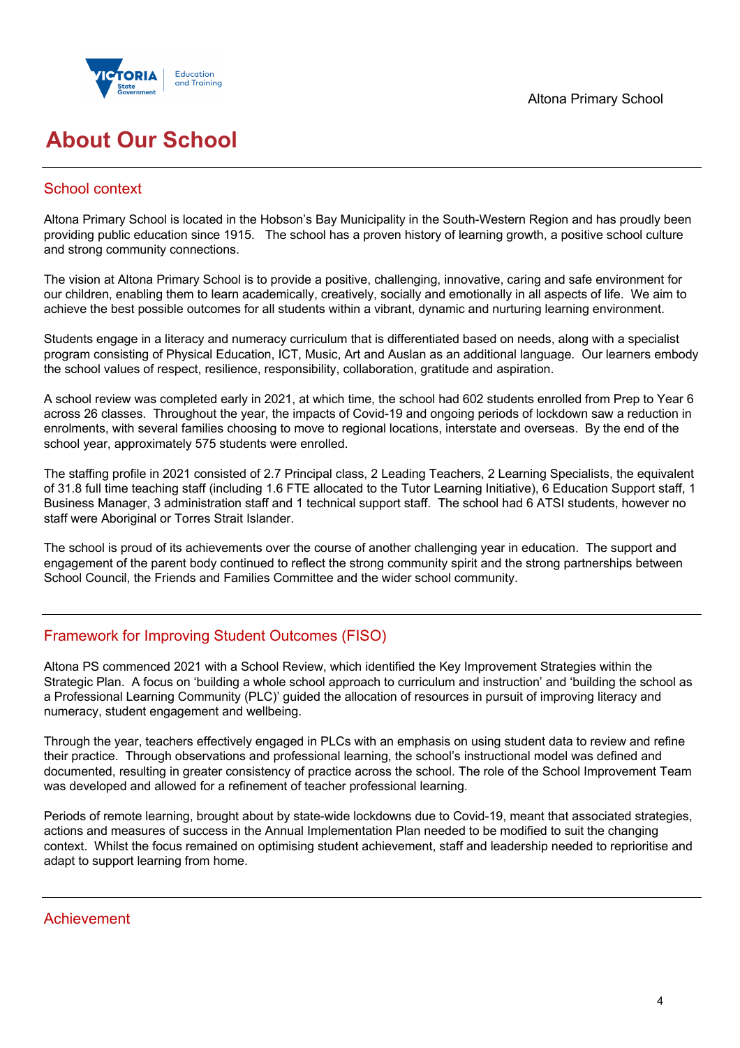# About Our School

## School context

Altona Primary School is located in the Hobson's Bay Municipality in the South-Western Region and has proudly been providing public education since 1915. The school has a proven history of learning growth, a positive school culture and strong community connections.

The vision at Altona Primary School is to provide a positive, challenging, innovative, caring and safe environment for our children, enabling them to learn academically, creatively, socially and emotionally in all aspects of life. We aim to achieve the best possible outcomes for all students within a vibrant, dynamic and nurturing learning environment.

Students engage in a literacy and numeracy curriculum that is differentiated based on needs, along with a specialist program consisting of Physical Education, ICT, Music, Art and Auslan as an additional language. Our learners embody the school values of respect, resilience, responsibility, collaboration, gratitude and aspiration.

A school review was completed early in 2021, at which time, the school had 602 students enrolled from Prep to Year 6 across 26 classes. Throughout the year, the impacts of Covid-19 and ongoing periods of lockdown saw a reduction in enrolments, with several families choosing to move to regional locations, interstate and overseas. By the end of the school year, approximately 575 students were enrolled.

The staffing profile in 2021 consisted of 2.7 Principal class, 2 Leading Teachers, 2 Learning Specialists, the equivalent of 31.8 full time teaching staff (including 1.6 FTE allocated to the Tutor Learning Initiative), 6 Education Support staff, 1 Business Manager, 3 administration staff and 1 technical support staff. The school had 6 ATSI students, however no staff were Aboriginal or Torres Strait Islander.

The school is proud of its achievements over the course of another challenging year in education. The support and engagement of the parent body continued to reflect the strong community spirit and the strong partnerships between School Council, the Friends and Families Committee and the wider school community.

## Framework for Improving Student Outcomes (FISO)

Altona PS commenced 2021 with a School Review, which identified the Key Improvement Strategies within the Strategic Plan. A focus on 'building a whole school approach to curriculum and instruction' and 'building the school as a Professional Learning Community (PLC)' guided the allocation of resources in pursuit of improving literacy and numeracy, student engagement and wellbeing.

Through the year, teachers effectively engaged in PLCs with an emphasis on using student data to review and refine their practice. Through observations and professional learning, the school's instructional model was defined and documented, resulting in greater consistency of practice across the school. The role of the School Improvement Team was developed and allowed for a refinement of teacher professional learning.

Periods of remote learning, brought about by state-wide lockdowns due to Covid-19, meant that associated strategies, actions and measures of success in the Annual Implementation Plan needed to be modified to suit the changing context. Whilst the focus remained on optimising student achievement, staff and leadership needed to reprioritise and adapt to support learning from home.

## Achievement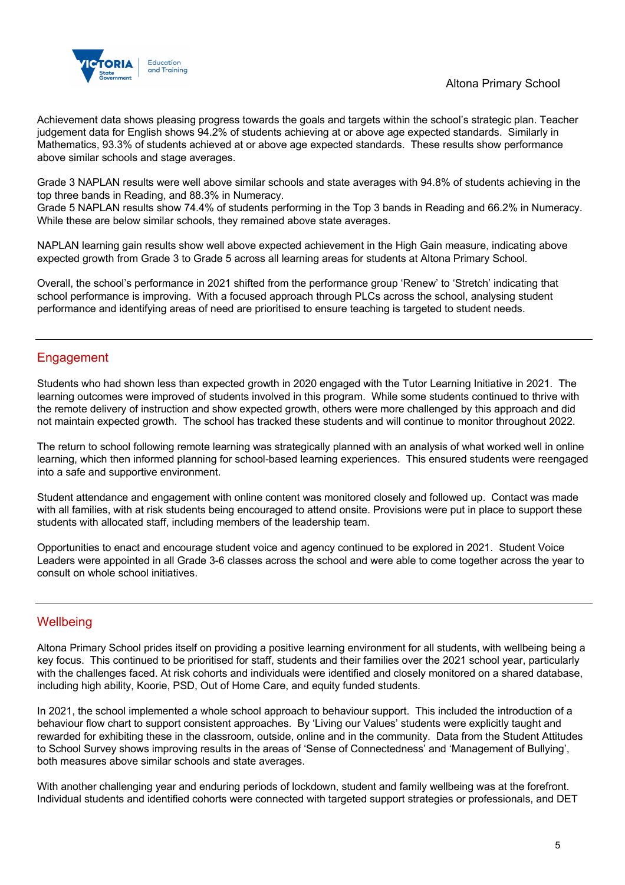Achievement data shows pleasing progress towards the goals and targets within the school's strategic plan. Teacher judgement data for English shows 94.2% of students achieving at or above age expected standards. Similarly in Mathematics, 93.3% of students achieved at or above age expected standards. These results show performance above similar schools and stage averages.

Grade 3 NAPLAN results were well above similar schools and state averages with 94.8% of students achieving in the top three bands in Reading, and 88.3% in Numeracy.
Grade 5 NAPLAN results show 74.4% of students performing in the Top 3 bands in Reading and 66.2% in Numeracy. While these are below similar schools, they remained above state averages.

NAPLAN learning gain results show well above expected achievement in the High Gain measure, indicating above expected growth from Grade 3 to Grade 5 across all learning areas for students at Altona Primary School.

Overall, the school's performance in 2021 shifted from the performance group 'Renew' to 'Stretch' indicating that school performance is improving. With a focused approach through PLCs across the school, analysing student performance and identifying areas of need are prioritised to ensure teaching is targeted to student needs.

## Engagement

Students who had shown less than expected growth in 2020 engaged with the Tutor Learning Initiative in 2021. The learning outcomes were improved of students involved in this program. While some students continued to thrive with the remote delivery of instruction and show expected growth, others were more challenged by this approach and did not maintain expected growth. The school has tracked these students and will continue to monitor throughout 2022.

The return to school following remote learning was strategically planned with an analysis of what worked well in online learning, which then informed planning for school-based learning experiences. This ensured students were reengaged into a safe and supportive environment.

Student attendance and engagement with online content was monitored closely and followed up. Contact was made with all families, with at risk students being encouraged to attend onsite. Provisions were put in place to support these students with allocated staff, including members of the leadership team.

Opportunities to enact and encourage student voice and agency continued to be explored in 2021. Student Voice Leaders were appointed in all Grade 3-6 classes across the school and were able to come together across the year to consult on whole school initiatives.

## Wellbeing

Altona Primary School prides itself on providing a positive learning environment for all students, with wellbeing being a key focus. This continued to be prioritised for staff, students and their families over the 2021 school year, particularly with the challenges faced. At risk cohorts and individuals were identified and closely monitored on a shared database, including high ability, Koorie, PSD, Out of Home Care, and equity funded students.

In 2021, the school implemented a whole school approach to behaviour support. This included the introduction of a behaviour flow chart to support consistent approaches. By 'Living our Values' students were explicitly taught and rewarded for exhibiting these in the classroom, outside, online and in the community. Data from the Student Attitudes to School Survey shows improving results in the areas of 'Sense of Connectedness' and 'Management of Bullying', both measures above similar schools and state averages.

With another challenging year and enduring periods of lockdown, student and family wellbeing was at the forefront. Individual students and identified cohorts were connected with targeted support strategies or professionals, and DET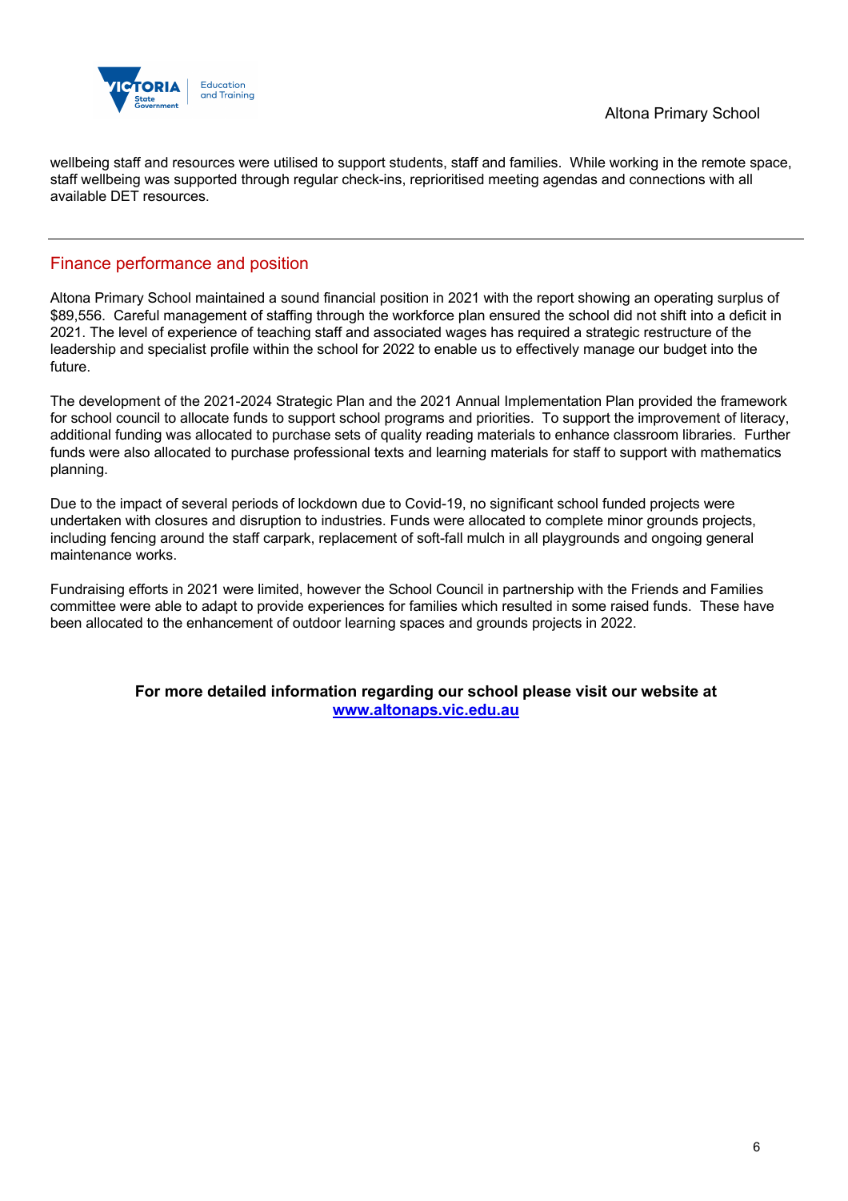wellbeing staff and resources were utilised to support students, staff and families. While working in the remote space, staff wellbeing was supported through regular check-ins, reprioritised meeting agendas and connections with all available DET resources.

## Finance performance and position

Altona Primary School maintained a sound financial position in 2021 with the report showing an operating surplus of $89,556. Careful management of staffing through the workforce plan ensured the school did not shift into a deficit in 2021. The level of experience of teaching staff and associated wages has required a strategic restructure of the leadership and specialist profile within the school for 2022 to enable us to effectively manage our budget into the future.

The development of the 2021-2024 Strategic Plan and the 2021 Annual Implementation Plan provided the framework for school council to allocate funds to support school programs and priorities. To support the improvement of literacy, additional funding was allocated to purchase sets of quality reading materials to enhance classroom libraries. Further funds were also allocated to purchase professional texts and learning materials for staff to support with mathematics planning.

Due to the impact of several periods of lockdown due to Covid-19, no significant school funded projects were undertaken with closures and disruption to industries. Funds were allocated to complete minor grounds projects, including fencing around the staff carpark, replacement of soft-fall mulch in all playgrounds and ongoing general maintenance works.

Fundraising efforts in 2021 were limited, however the School Council in partnership with the Friends and Families committee were able to adapt to provide experiences for families which resulted in some raised funds. These have been allocated to the enhancement of outdoor learning spaces and grounds projects in 2022.

**For more detailed information regarding our school please visit our website at [www.altonaps.vic.edu.au](http://www.altonaps.vic.edu.au)**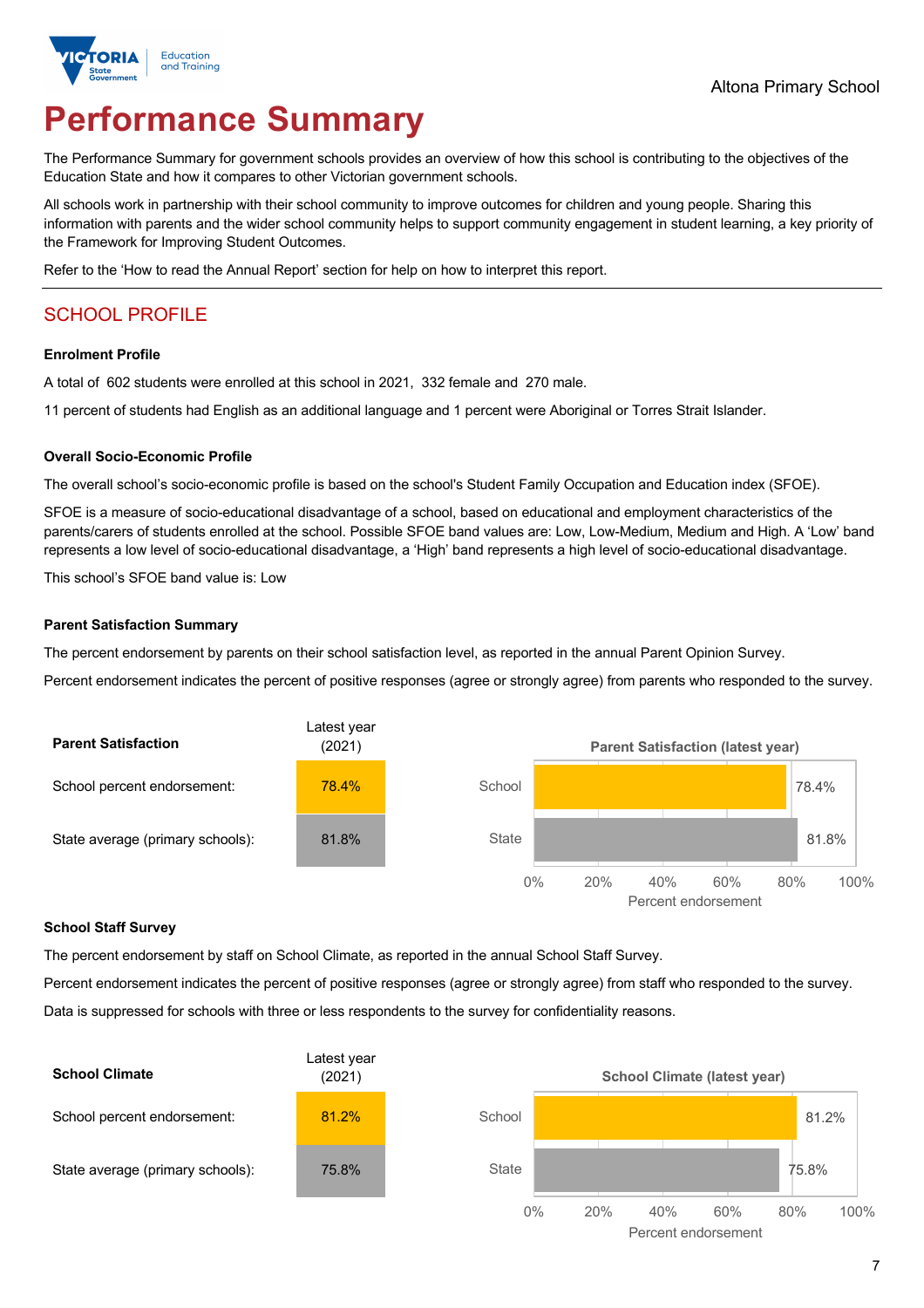Altona Primary School

# Performance Summary

The Performance Summary for government schools provides an overview of how this school is contributing to the objectives of the Education State and how it compares to other Victorian government schools.

All schools work in partnership with their school community to improve outcomes for children and young people. Sharing this information with parents and the wider school community helps to support community engagement in student learning, a key priority of the Framework for Improving Student Outcomes.

Refer to the 'How to read the Annual Report' section for help on how to interpret this report.

## SCHOOL PROFILE

**Enrolment Profile**

A total of 602 students were enrolled at this school in 2021, 332 female and 270 male.

11 percent of students had English as an additional language and 1 percent were Aboriginal or Torres Strait Islander.

**Overall Socio-Economic Profile**

The overall school's socio-economic profile is based on the school's Student Family Occupation and Education index (SFOE).

SFOE is a measure of socio-educational disadvantage of a school, based on educational and employment characteristics of the parents/carers of students enrolled at the school. Possible SFOE band values are: Low, Low-Medium, Medium and High. A 'Low' band represents a low level of socio-educational disadvantage, a 'High' band represents a high level of socio-educational disadvantage.

This school's SFOE band value is: Low

**Parent Satisfaction Summary**

The percent endorsement by parents on their school satisfaction level, as reported in the annual Parent Opinion Survey.

Percent endorsement indicates the percent of positive responses (agree or strongly agree) from parents who responded to the survey.

| Parent Satisfaction | Latest year (2021) |
|---|---|
| School percent endorsement: | 78.4% |
| State average (primary schools): | 81.8% |

Parent Satisfaction (latest year)

| | Percent endorsement |
|---|---|
| School | 78.4% |
| State | 81.8% |

**School Staff Survey**

The percent endorsement by staff on School Climate, as reported in the annual School Staff Survey.

Percent endorsement indicates the percent of positive responses (agree or strongly agree) from staff who responded to the survey.

Data is suppressed for schools with three or less respondents to the survey for confidentiality reasons.

| School Climate | Latest year (2021) |
|---|---|
| School percent endorsement: | 81.2% |
| State average (primary schools): | 75.8% |

School Climate (latest year)

| | Percent endorsement |
|---|---|
| School | 81.2% |
| State | 75.8% |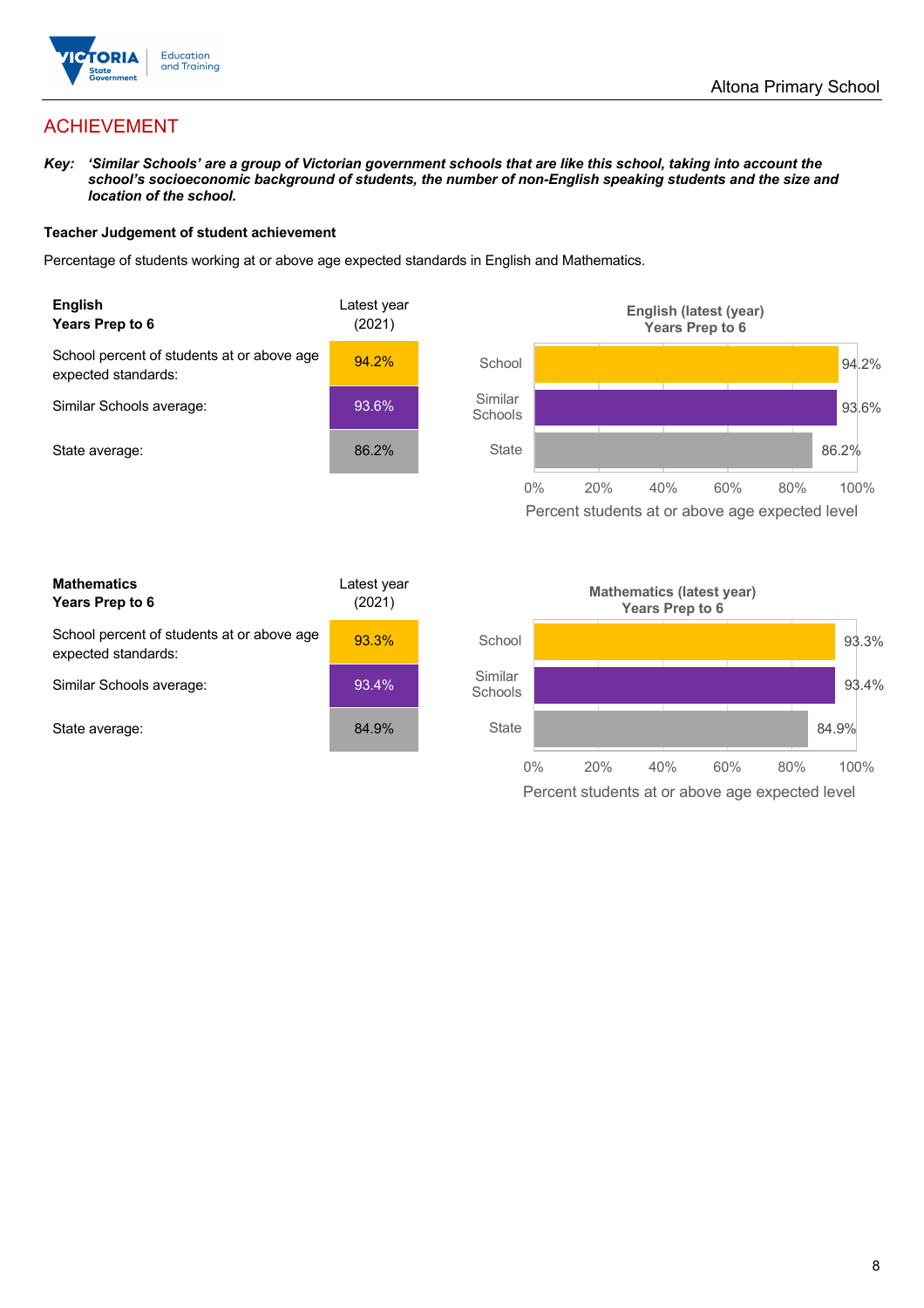## ACHIEVEMENT

***Key:*** ***'Similar Schools' are a group of Victorian government schools that are like this school, taking into account the school's socioeconomic background of students, the number of non-English speaking students and the size and location of the school.***

**Teacher Judgement of student achievement**

Percentage of students working at or above age expected standards in English and Mathematics.

| **English** **Years Prep to 6** | Latest year (2021) |
|---|---|
| School percent of students at or above age expected standards: | 94.2% |
| Similar Schools average: | 93.6% |
| State average: | 86.2% |

**English (latest (year) Years Prep to 6**

| | Percent students at or above age expected level |
|---|---|
| School | 94.2% |
| Similar Schools | 93.6% |
| State | 86.2% |

| **Mathematics** **Years Prep to 6** | Latest year (2021) |
|---|---|
| School percent of students at or above age expected standards: | 93.3% |
| Similar Schools average: | 93.4% |
| State average: | 84.9% |

**Mathematics (latest year) Years Prep to 6**

| | Percent students at or above age expected level |
|---|---|
| School | 93.3% |
| Similar Schools | 93.4% |
| State | 84.9% |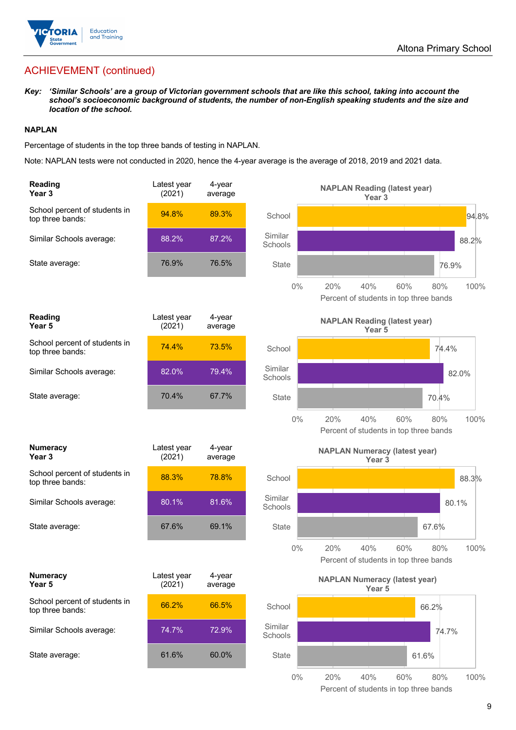## ACHIEVEMENT (continued)

***Key:*** ***'Similar Schools' are a group of Victorian government schools that are like this school, taking into account the school's socioeconomic background of students, the number of non-English speaking students and the size and location of the school.***

### NAPLAN

Percentage of students in the top three bands of testing in NAPLAN.

Note: NAPLAN tests were not conducted in 2020, hence the 4-year average is the average of 2018, 2019 and 2021 data.

| Reading Year 3 | Latest year (2021) | 4-year average |
|---|---|---|
| School percent of students in top three bands: | 94.8% | 89.3% |
| Similar Schools average: | 88.2% | 87.2% |
| State average: | 76.9% | 76.5% |

**NAPLAN Reading (latest year) Year 3**

School: 94.8%; Similar Schools: 88.2%; State: 76.9%

Percent of students in top three bands

| Reading Year 5 | Latest year (2021) | 4-year average |
|---|---|---|
| School percent of students in top three bands: | 74.4% | 73.5% |
| Similar Schools average: | 82.0% | 79.4% |
| State average: | 70.4% | 67.7% |

**NAPLAN Reading (latest year) Year 5**

School: 74.4%; Similar Schools: 82.0%; State: 70.4%

Percent of students in top three bands

| Numeracy Year 3 | Latest year (2021) | 4-year average |
|---|---|---|
| School percent of students in top three bands: | 88.3% | 78.8% |
| Similar Schools average: | 80.1% | 81.6% |
| State average: | 67.6% | 69.1% |

**NAPLAN Numeracy (latest year) Year 3**

School: 88.3%; Similar Schools: 80.1%; State: 67.6%

Percent of students in top three bands

| Numeracy Year 5 | Latest year (2021) | 4-year average |
|---|---|---|
| School percent of students in top three bands: | 66.2% | 66.5% |
| Similar Schools average: | 74.7% | 72.9% |
| State average: | 61.6% | 60.0% |

**NAPLAN Numeracy (latest year) Year 5**

School: 66.2%; Similar Schools: 74.7%; State: 61.6%

Percent of students in top three bands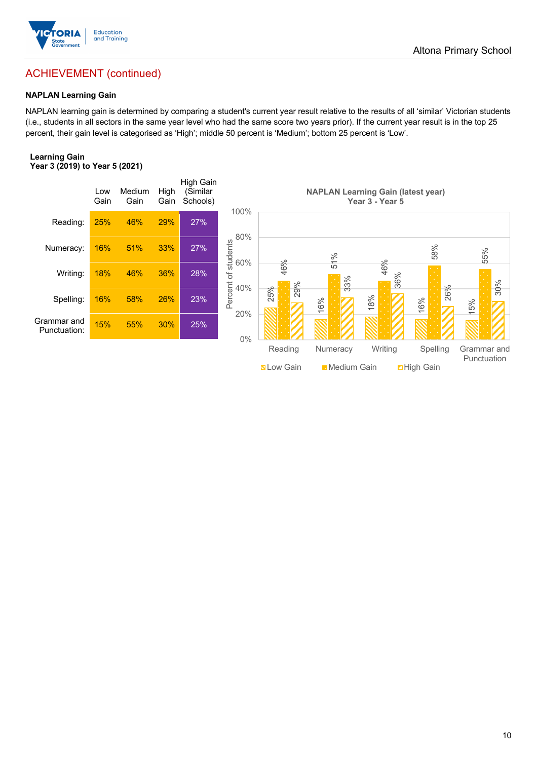## ACHIEVEMENT (continued)

### NAPLAN Learning Gain

NAPLAN learning gain is determined by comparing a student's current year result relative to the results of all 'similar' Victorian students (i.e., students in all sectors in the same year level who had the same score two years prior). If the current year result is in the top 25 percent, their gain level is categorised as 'High'; middle 50 percent is 'Medium'; bottom 25 percent is 'Low'.

**Learning Gain**
**Year 3 (2019) to Year 5 (2021)**

| | Low Gain | Medium Gain | High Gain | High Gain (Similar Schools) |
|---|---|---|---|---|
| Reading: | 25% | 46% | 29% | 27% |
| Numeracy: | 16% | 51% | 33% | 27% |
| Writing: | 18% | 46% | 36% | 28% |
| Spelling: | 16% | 58% | 26% | 23% |
| Grammar and Punctuation: | 15% | 55% | 30% | 25% |

**NAPLAN Learning Gain (latest year)**
**Year 3 - Year 5**

| | Low Gain | Medium Gain | High Gain |
|---|---|---|---|
| Reading | 25% | 46% | 29% |
| Numeracy | 16% | 51% | 33% |
| Writing | 18% | 46% | 36% |
| Spelling | 16% | 58% | 26% |
| Grammar and Punctuation | 15% | 55% | 30% |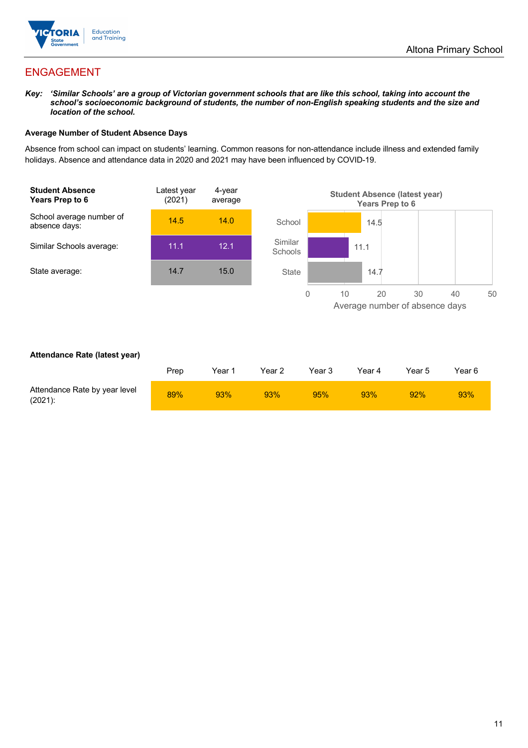## ENGAGEMENT

***Key:*** ***'Similar Schools' are a group of Victorian government schools that are like this school, taking into account the school's socioeconomic background of students, the number of non-English speaking students and the size and location of the school.***

**Average Number of Student Absence Days**

Absence from school can impact on students' learning. Common reasons for non-attendance include illness and extended family holidays. Absence and attendance data in 2020 and 2021 may have been influenced by COVID-19.

| **Student Absence Years Prep to 6** | Latest year (2021) | 4-year average |
|---|---|---|
| School average number of absence days: | 14.5 | 14.0 |
| Similar Schools average: | 11.1 | 12.1 |
| State average: | 14.7 | 15.0 |

**Student Absence (latest year) Years Prep to 6**

| | Average number of absence days |
|---|---|
| School | 14.5 |
| Similar Schools | 11.1 |
| State | 14.7 |

**Attendance Rate (latest year)**

| | Prep | Year 1 | Year 2 | Year 3 | Year 4 | Year 5 | Year 6 |
|---|---|---|---|---|---|---|---|
| Attendance Rate by year level (2021): | 89% | 93% | 93% | 95% | 93% | 92% | 93% |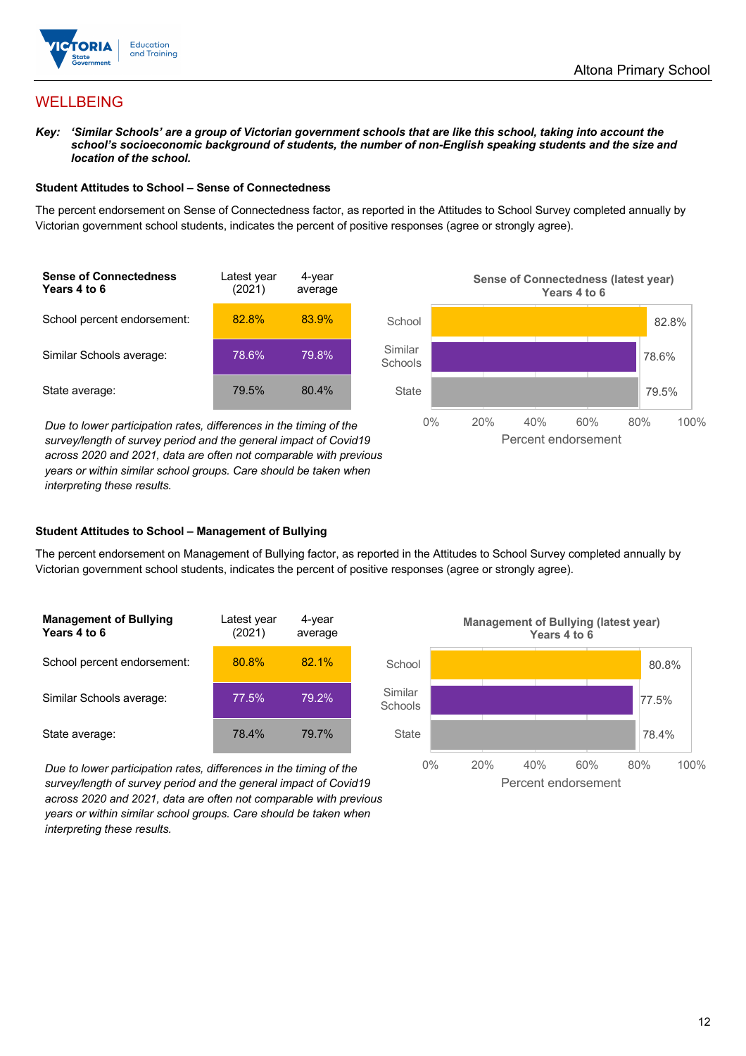## WELLBEING

***Key:** 'Similar Schools' are a group of Victorian government schools that are like this school, taking into account the school's socioeconomic background of students, the number of non-English speaking students and the size and location of the school.*

### Student Attitudes to School – Sense of Connectedness

The percent endorsement on Sense of Connectedness factor, as reported in the Attitudes to School Survey completed annually by Victorian government school students, indicates the percent of positive responses (agree or strongly agree).

| Sense of Connectedness Years 4 to 6 | Latest year (2021) | 4-year average |
|---|---|---|
| School percent endorsement: | 82.8% | 83.9% |
| Similar Schools average: | 78.6% | 79.8% |
| State average: | 79.5% | 80.4% |

**Sense of Connectedness (latest year) Years 4 to 6**

| | Percent endorsement |
|---|---|
| School | 82.8% |
| Similar Schools | 78.6% |
| State | 79.5% |

*Due to lower participation rates, differences in the timing of the survey/length of survey period and the general impact of Covid19 across 2020 and 2021, data are often not comparable with previous years or within similar school groups. Care should be taken when interpreting these results.*

### Student Attitudes to School – Management of Bullying

The percent endorsement on Management of Bullying factor, as reported in the Attitudes to School Survey completed annually by Victorian government school students, indicates the percent of positive responses (agree or strongly agree).

| Management of Bullying Years 4 to 6 | Latest year (2021) | 4-year average |
|---|---|---|
| School percent endorsement: | 80.8% | 82.1% |
| Similar Schools average: | 77.5% | 79.2% |
| State average: | 78.4% | 79.7% |

**Management of Bullying (latest year) Years 4 to 6**

| | Percent endorsement |
|---|---|
| School | 80.8% |
| Similar Schools | 77.5% |
| State | 78.4% |

*Due to lower participation rates, differences in the timing of the survey/length of survey period and the general impact of Covid19 across 2020 and 2021, data are often not comparable with previous years or within similar school groups. Care should be taken when interpreting these results.*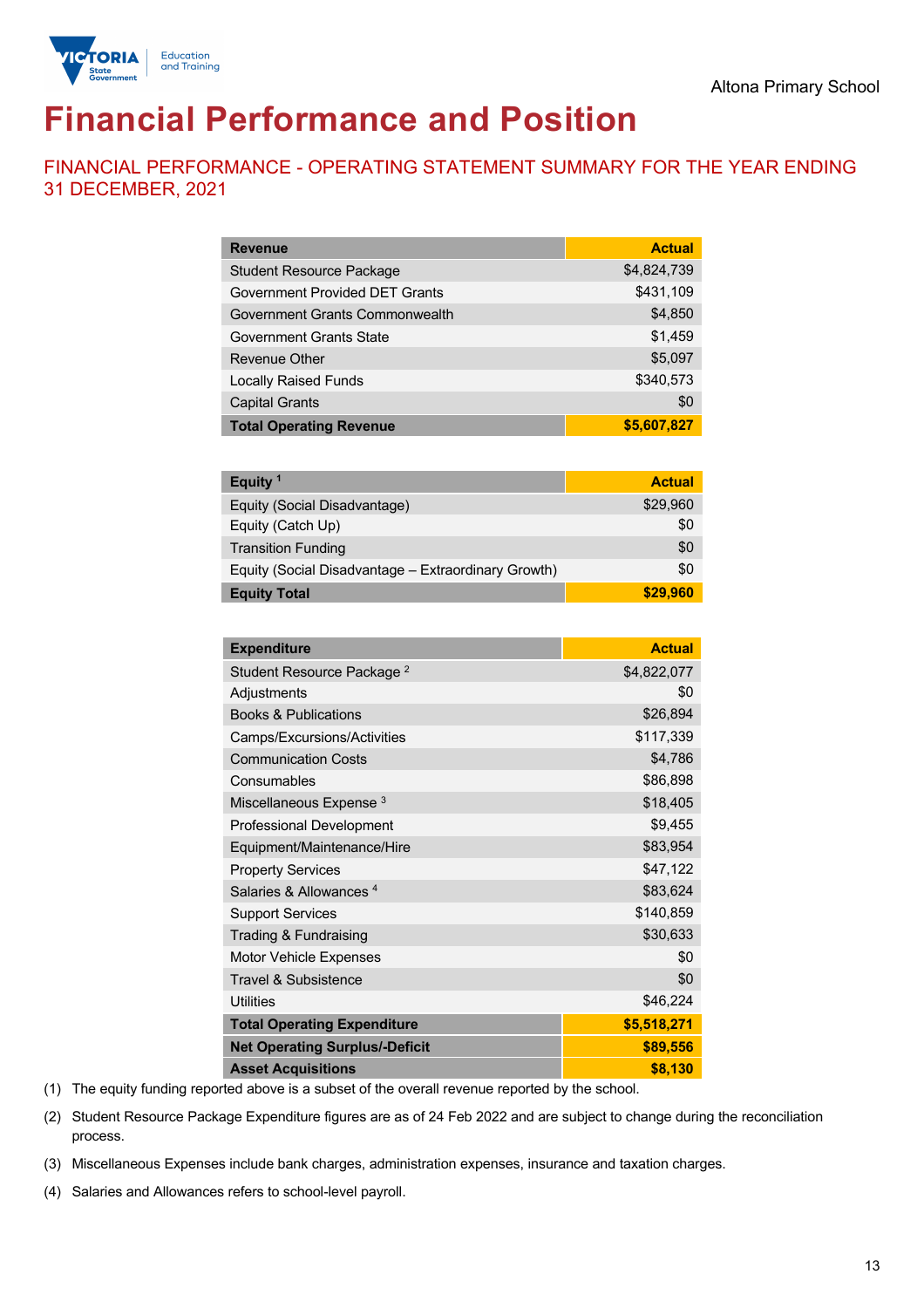Altona Primary School

# Financial Performance and Position

## FINANCIAL PERFORMANCE - OPERATING STATEMENT SUMMARY FOR THE YEAR ENDING 31 DECEMBER, 2021

| Revenue | Actual |
|---|---|
| Student Resource Package | $4,824,739 |
| Government Provided DET Grants | $431,109 |
| Government Grants Commonwealth | $4,850 |
| Government Grants State | $1,459 |
| Revenue Other | $5,097 |
| Locally Raised Funds | $340,573 |
| Capital Grants | $0 |
| **Total Operating Revenue** | **$5,607,827** |

| Equity [1] | Actual |
|---|---|
| Equity (Social Disadvantage) | $29,960 |
| Equity (Catch Up) | $0 |
| Transition Funding | $0 |
| Equity (Social Disadvantage – Extraordinary Growth) | $0 |
| **Equity Total** | **$29,960** |

| Expenditure | Actual |
|---|---|
| Student Resource Package [2] | $4,822,077 |
| Adjustments | $0 |
| Books & Publications | $26,894 |
| Camps/Excursions/Activities | $117,339 |
| Communication Costs | $4,786 |
| Consumables | $86,898 |
| Miscellaneous Expense [3] | $18,405 |
| Professional Development | $9,455 |
| Equipment/Maintenance/Hire | $83,954 |
| Property Services | $47,122 |
| Salaries & Allowances [4] | $83,624 |
| Support Services | $140,859 |
| Trading & Fundraising | $30,633 |
| Motor Vehicle Expenses | $0 |
| Travel & Subsistence | $0 |
| Utilities | $46,224 |
| **Total Operating Expenditure** | **$5,518,271** |
| **Net Operating Surplus/-Deficit** | **$89,556** |
| **Asset Acquisitions** | **$8,130** |

(1) The equity funding reported above is a subset of the overall revenue reported by the school.

(2) Student Resource Package Expenditure figures are as of 24 Feb 2022 and are subject to change during the reconciliation process.

(3) Miscellaneous Expenses include bank charges, administration expenses, insurance and taxation charges.

(4) Salaries and Allowances refers to school-level payroll.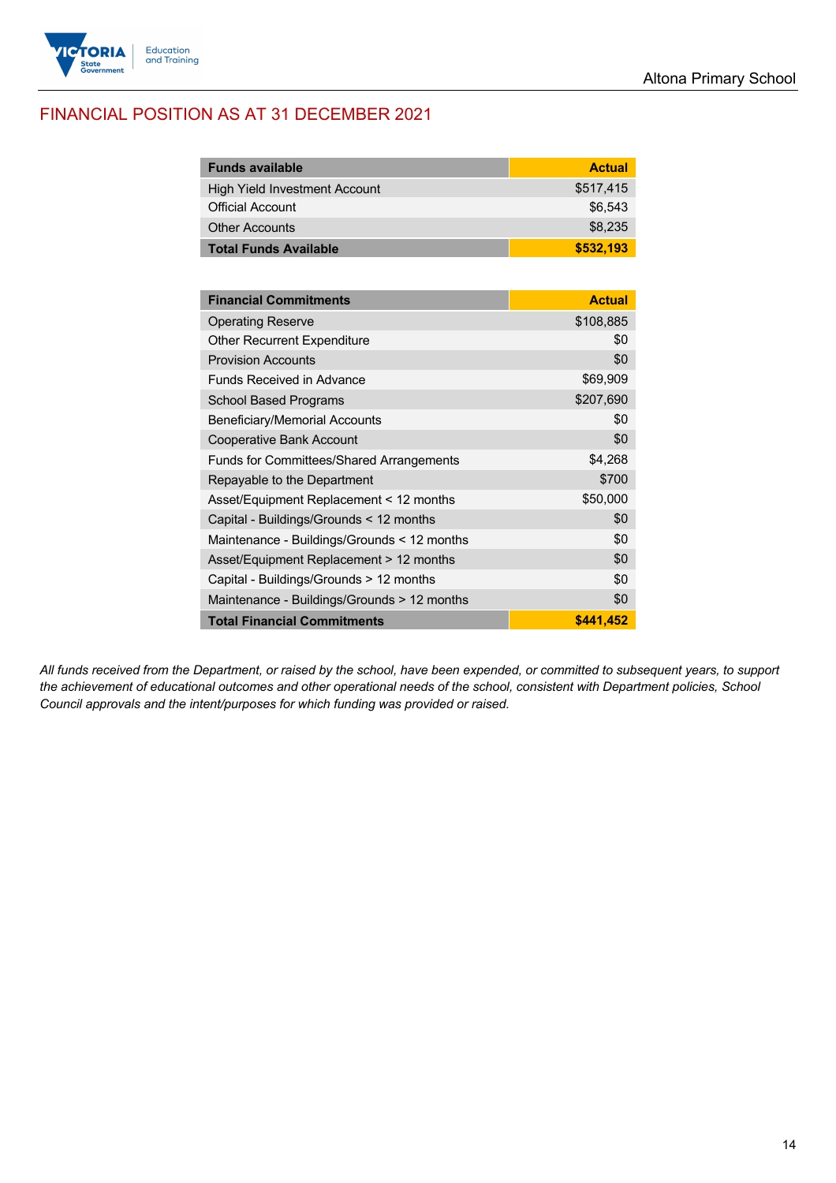# FINANCIAL POSITION AS AT 31 DECEMBER 2021

| Funds available | Actual |
|---|---|
| High Yield Investment Account | $517,415 |
| Official Account | $6,543 |
| Other Accounts | $8,235 |
| **Total Funds Available** | **$532,193** |

| Financial Commitments | Actual |
|---|---|
| Operating Reserve | $108,885 |
| Other Recurrent Expenditure | $0 |
| Provision Accounts | $0 |
| Funds Received in Advance | $69,909 |
| School Based Programs | $207,690 |
| Beneficiary/Memorial Accounts | $0 |
| Cooperative Bank Account | $0 |
| Funds for Committees/Shared Arrangements | $4,268 |
| Repayable to the Department | $700 |
| Asset/Equipment Replacement < 12 months | $50,000 |
| Capital - Buildings/Grounds < 12 months | $0 |
| Maintenance - Buildings/Grounds < 12 months | $0 |
| Asset/Equipment Replacement > 12 months | $0 |
| Capital - Buildings/Grounds > 12 months | $0 |
| Maintenance - Buildings/Grounds > 12 months | $0 |
| **Total Financial Commitments** | **$441,452** |

*All funds received from the Department, or raised by the school, have been expended, or committed to subsequent years, to support the achievement of educational outcomes and other operational needs of the school, consistent with Department policies, School Council approvals and the intent/purposes for which funding was provided or raised.*